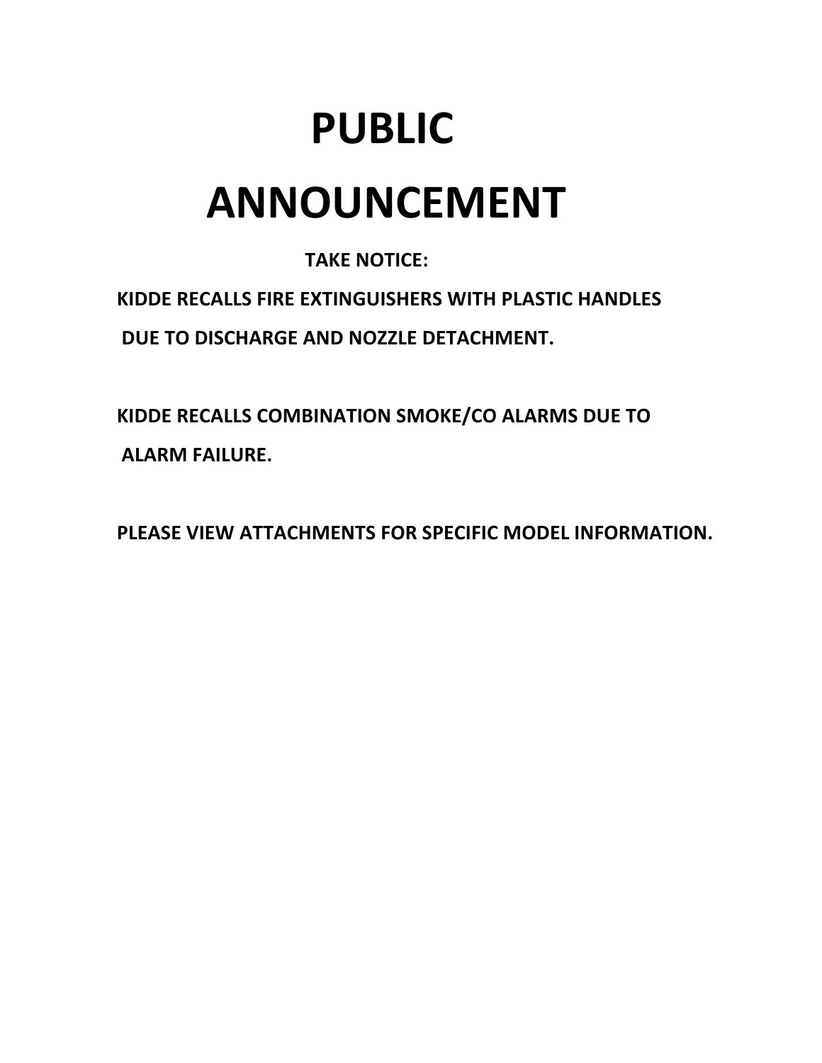# PUBLIC ANNOUNCEMENT

**TAKE NOTICE:**

**KIDDE RECALLS FIRE EXTINGUISHERS WITH PLASTIC HANDLES DUE TO DISCHARGE AND NOZZLE DETACHMENT.**

**KIDDE RECALLS COMBINATION SMOKE/CO ALARMS DUE TO ALARM FAILURE.**

**PLEASE VIEW ATTACHMENTS FOR SPECIFIC MODEL INFORMATION.**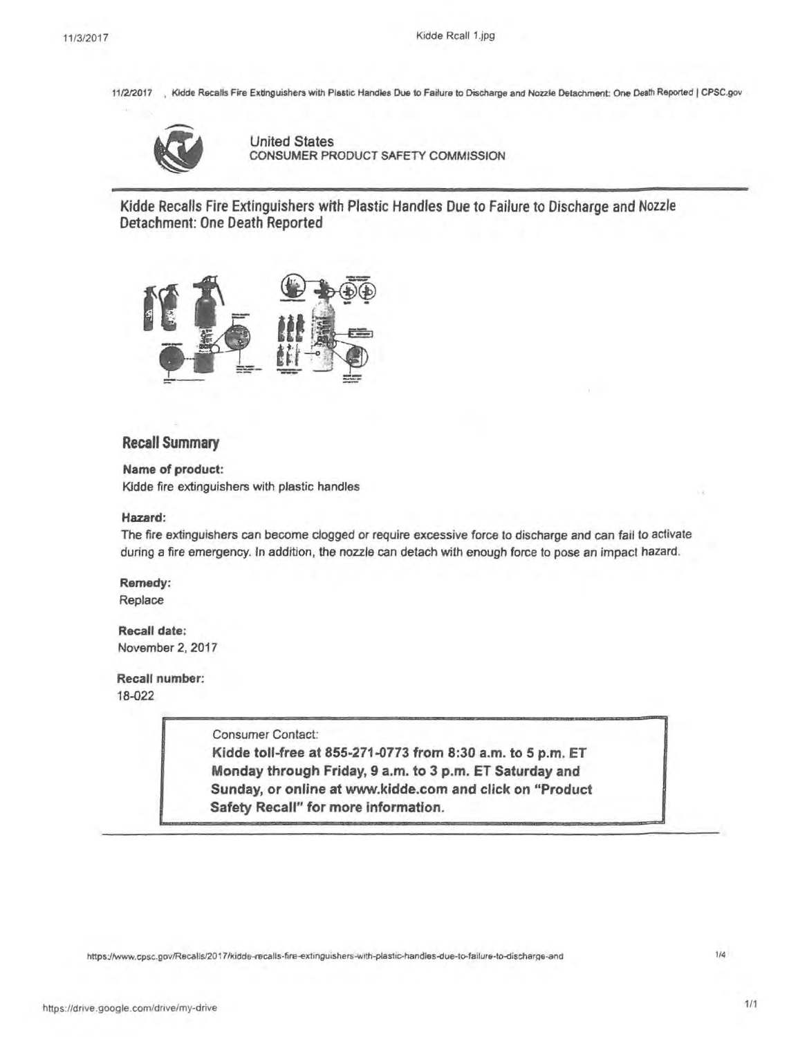United States
CONSUMER PRODUCT SAFETY COMMISSION

# Kidde Recalls Fire Extinguishers with Plastic Handles Due to Failure to Discharge and Nozzle Detachment: One Death Reported

## Recall Summary

**Name of product:**
Kidde fire extinguishers with plastic handles

**Hazard:**
The fire extinguishers can become clogged or require excessive force to discharge and can fail to activate during a fire emergency. In addition, the nozzle can detach with enough force to pose an impact hazard.

**Remedy:**
Replace

**Recall date:**
November 2, 2017

**Recall number:**
18-022

Consumer Contact:
**Kidde toll-free at 855-271-0773 from 8:30 a.m. to 5 p.m. ET Monday through Friday, 9 a.m. to 3 p.m. ET Saturday and Sunday, or online at www.kidde.com and click on "Product Safety Recall" for more information.**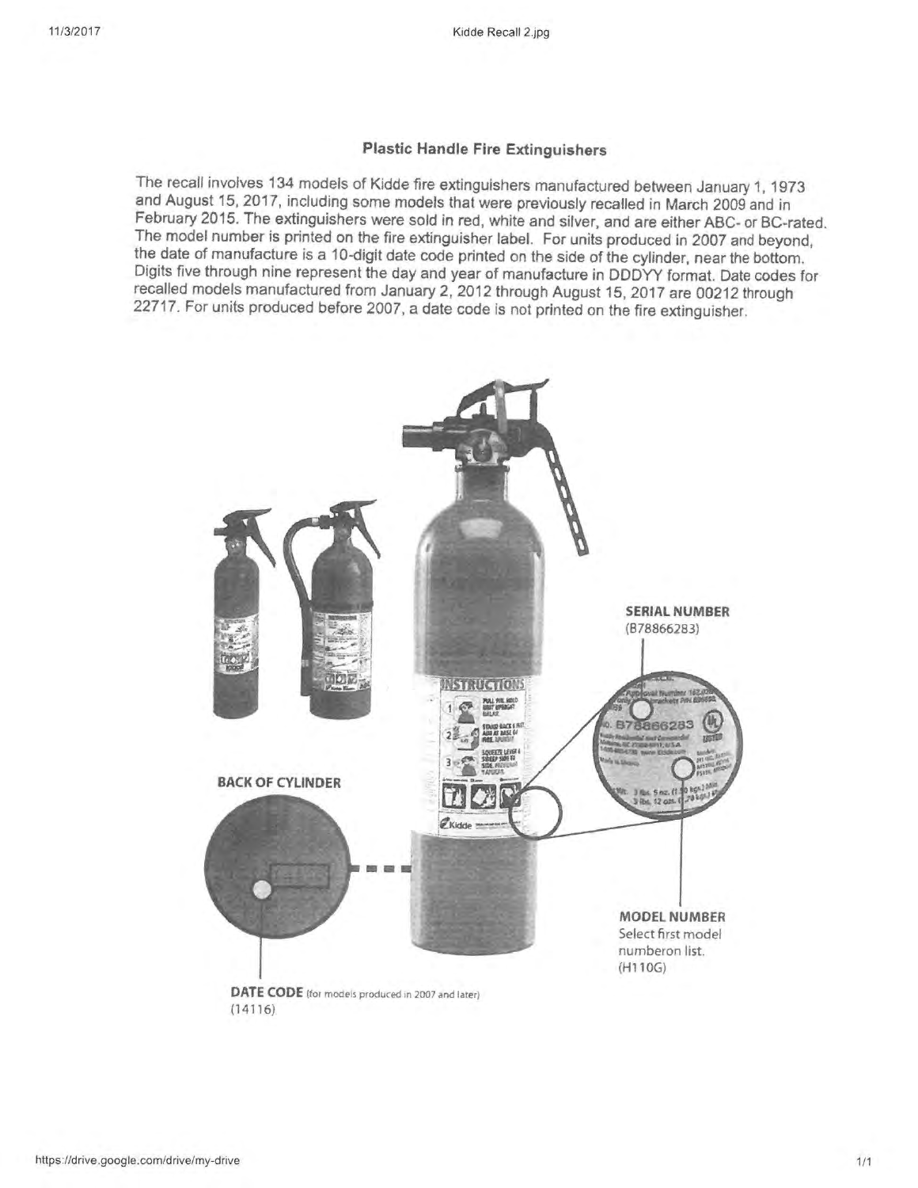## Plastic Handle Fire Extinguishers

The recall involves 134 models of Kidde fire extinguishers manufactured between January 1, 1973 and August 15, 2017, including some models that were previously recalled in March 2009 and in February 2015. The extinguishers were sold in red, white and silver, and are either ABC- or BC-rated. The model number is printed on the fire extinguisher label. For units produced in 2007 and beyond, the date of manufacture is a 10-digit date code printed on the side of the cylinder, near the bottom. Digits five through nine represent the day and year of manufacture in DDDYY format. Date codes for recalled models manufactured from January 2, 2012 through August 15, 2017 are 00212 through 22717. For units produced before 2007, a date code is not printed on the fire extinguisher.

**SERIAL NUMBER**
(B78866283)

**BACK OF CYLINDER**

**MODEL NUMBER**
Select first model numberon list.
(H110G)

**DATE CODE** (for models produced in 2007 and later)
(14116)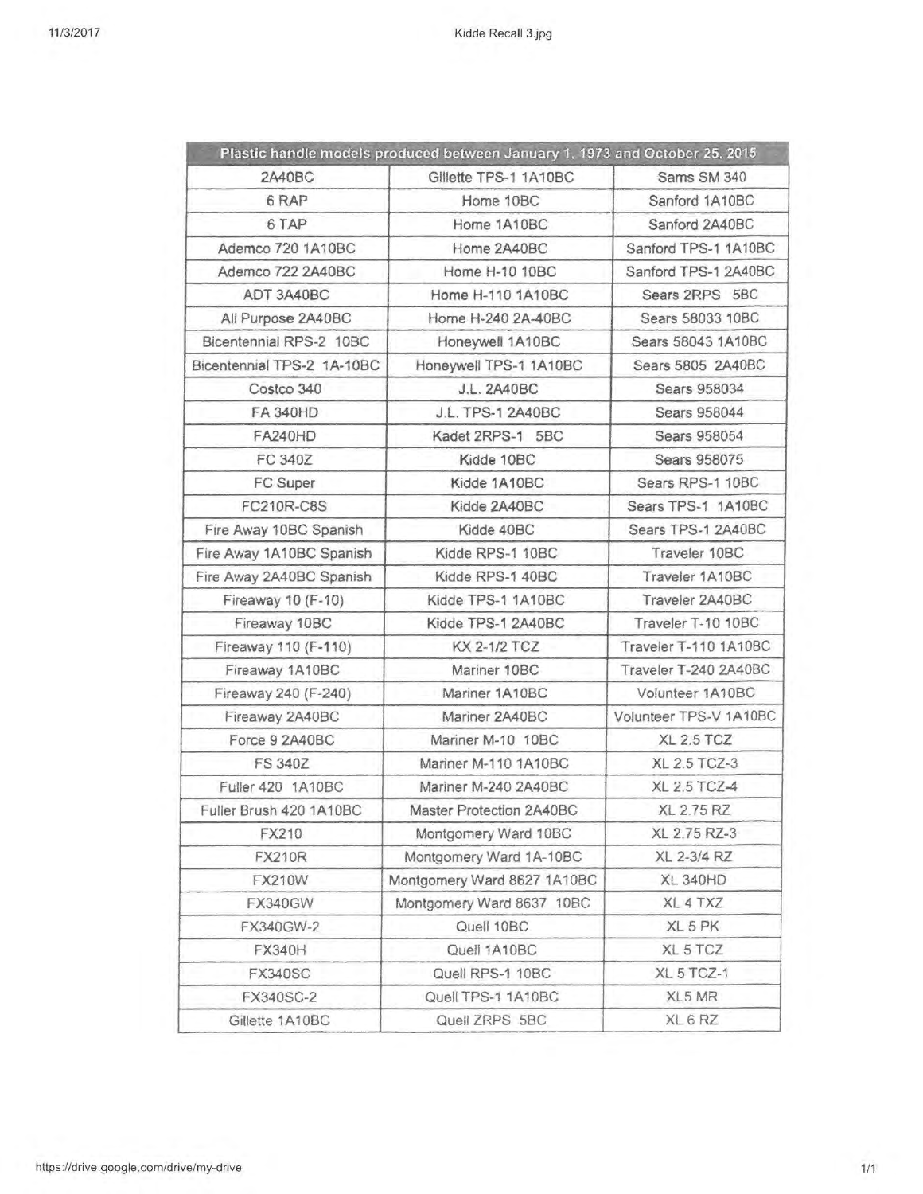| Plastic handle models produced between January 1, 1973 and October 25, 2015 | | |
|---|---|---|
| 2A40BC | Gillette TPS-1 1A10BC | Sams SM 340 |
| 6 RAP | Home 10BC | Sanford 1A10BC |
| 6 TAP | Home 1A10BC | Sanford 2A40BC |
| Ademco 720 1A10BC | Home 2A40BC | Sanford TPS-1 1A10BC |
| Ademco 722 2A40BC | Home H-10 10BC | Sanford TPS-1 2A40BC |
| ADT 3A40BC | Home H-110 1A10BC | Sears 2RPS 5BC |
| All Purpose 2A40BC | Home H-240 2A-40BC | Sears 58033 10BC |
| Bicentennial RPS-2 10BC | Honeywell 1A10BC | Sears 58043 1A10BC |
| Bicentennial TPS-2 1A-10BC | Honeywell TPS-1 1A10BC | Sears 5805 2A40BC |
| Costco 340 | J.L. 2A40BC | Sears 958034 |
| FA 340HD | J.L. TPS-1 2A40BC | Sears 958044 |
| FA240HD | Kadet 2RPS-1 5BC | Sears 958054 |
| FC 340Z | Kidde 10BC | Sears 958075 |
| FC Super | Kidde 1A10BC | Sears RPS-1 10BC |
| FC210R-C8S | Kidde 2A40BC | Sears TPS-1 1A10BC |
| Fire Away 10BC Spanish | Kidde 40BC | Sears TPS-1 2A40BC |
| Fire Away 1A10BC Spanish | Kidde RPS-1 10BC | Traveler 10BC |
| Fire Away 2A40BC Spanish | Kidde RPS-1 40BC | Traveler 1A10BC |
| Fireaway 10 (F-10) | Kidde TPS-1 1A10BC | Traveler 2A40BC |
| Fireaway 10BC | Kidde TPS-1 2A40BC | Traveler T-10 10BC |
| Fireaway 110 (F-110) | KX 2-1/2 TCZ | Traveler T-110 1A10BC |
| Fireaway 1A10BC | Mariner 10BC | Traveler T-240 2A40BC |
| Fireaway 240 (F-240) | Mariner 1A10BC | Volunteer 1A10BC |
| Fireaway 2A40BC | Mariner 2A40BC | Volunteer TPS-V 1A10BC |
| Force 9 2A40BC | Mariner M-10 10BC | XL 2.5 TCZ |
| FS 340Z | Mariner M-110 1A10BC | XL 2.5 TCZ-3 |
| Fuller 420 1A10BC | Mariner M-240 2A40BC | XL 2.5 TCZ-4 |
| Fuller Brush 420 1A10BC | Master Protection 2A40BC | XL 2.75 RZ |
| FX210 | Montgomery Ward 10BC | XL 2.75 RZ-3 |
| FX210R | Montgomery Ward 1A-10BC | XL 2-3/4 RZ |
| FX210W | Montgomery Ward 8627 1A10BC | XL 340HD |
| FX340GW | Montgomery Ward 8637 10BC | XL 4 TXZ |
| FX340GW-2 | Quell 10BC | XL 5 PK |
| FX340H | Quell 1A10BC | XL 5 TCZ |
| FX340SC | Quell RPS-1 10BC | XL 5 TCZ-1 |
| FX340SC-2 | Quell TPS-1 1A10BC | XL5 MR |
| Gillette 1A10BC | Quell ZRPS 5BC | XL 6 RZ |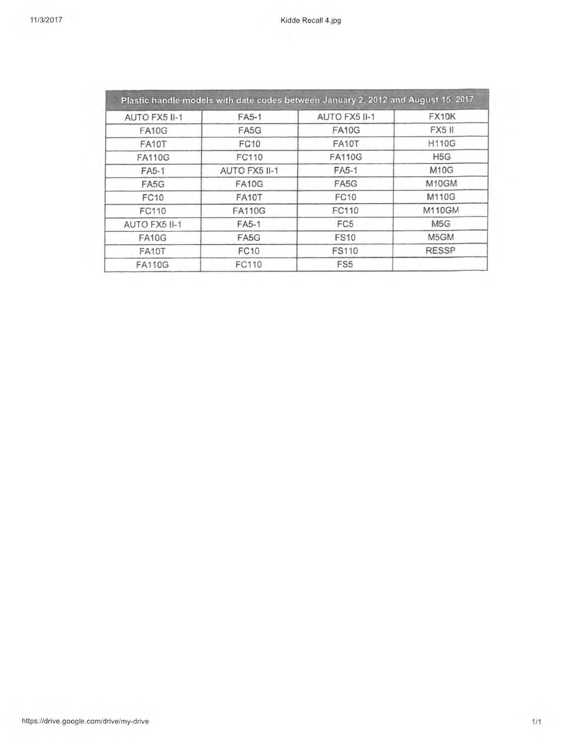| Plastic handle models with date codes between January 2, 2012 and August 15, 2017 | | | |
|---|---|---|---|
| AUTO FX5 II-1 | FA5-1 | AUTO FX5 II-1 | FX10K |
| FA10G | FA5G | FA10G | FX5 II |
| FA10T | FC10 | FA10T | H110G |
| FA110G | FC110 | FA110G | H5G |
| FA5-1 | AUTO FX5 II-1 | FA5-1 | M10G |
| FA5G | FA10G | FA5G | M10GM |
| FC10 | FA10T | FC10 | M110G |
| FC110 | FA110G | FC110 | M110GM |
| AUTO FX5 II-1 | FA5-1 | FC5 | M5G |
| FA10G | FA5G | FS10 | M5GM |
| FA10T | FC10 | FS110 | RESSP |
| FA110G | FC110 | FS5 | |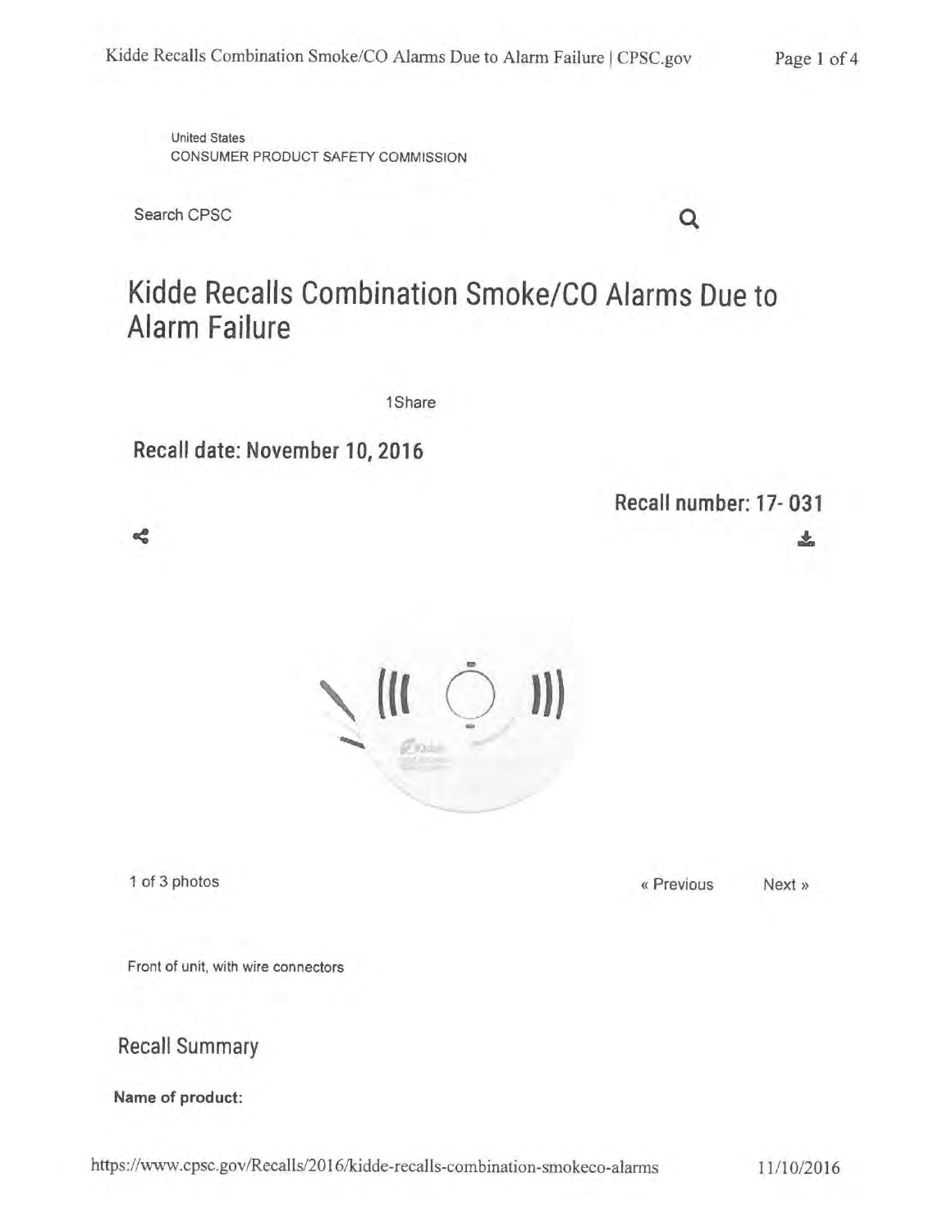United States
CONSUMER PRODUCT SAFETY COMMISSION

Search CPSC

# Kidde Recalls Combination Smoke/CO Alarms Due to Alarm Failure

1Share

## Recall date: November 10, 2016

## Recall number: 17- 031

1 of 3 photos

« Previous Next »

Front of unit, with wire connectors

## Recall Summary

**Name of product:**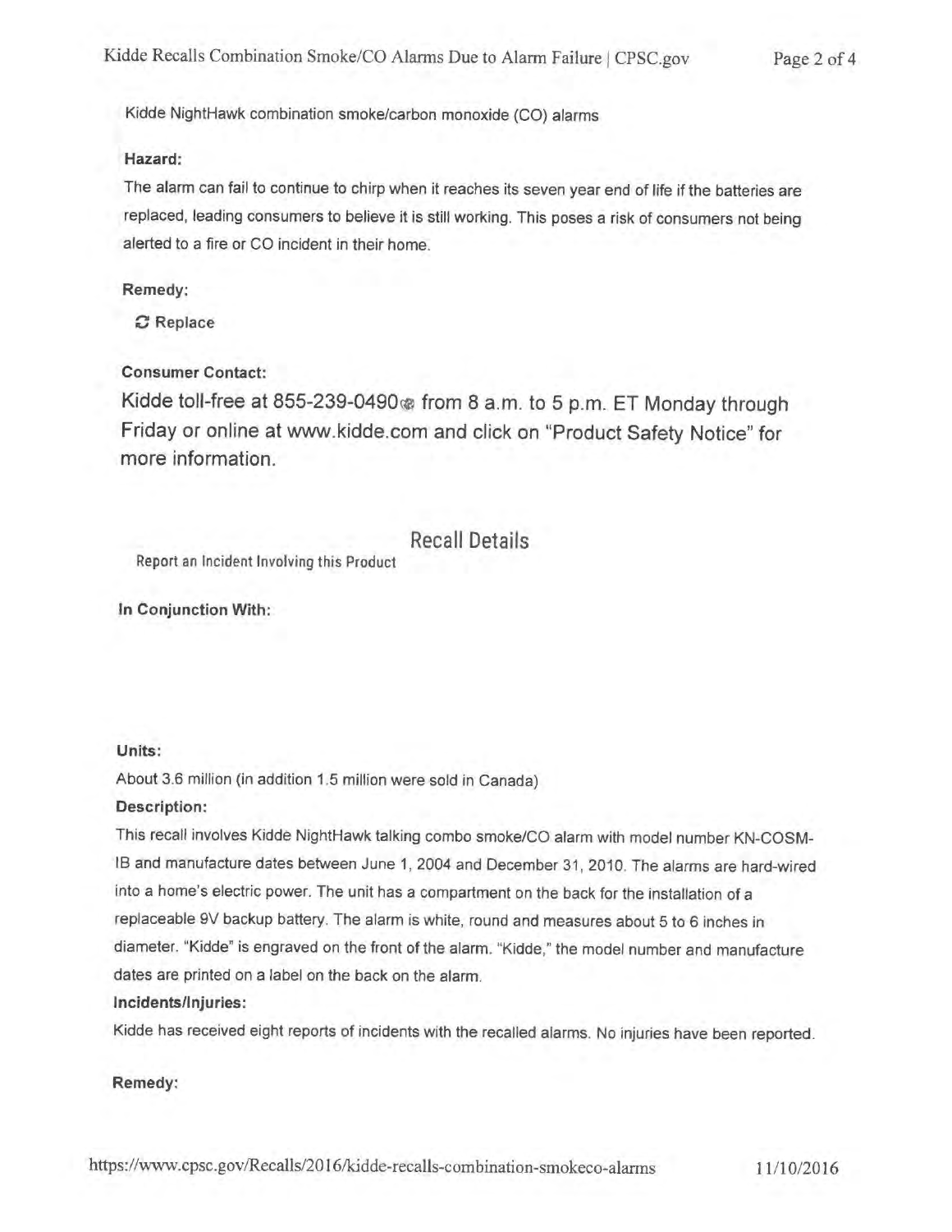Kidde NightHawk combination smoke/carbon monoxide (CO) alarms

**Hazard:**

The alarm can fail to continue to chirp when it reaches its seven year end of life if the batteries are replaced, leading consumers to believe it is still working. This poses a risk of consumers not being alerted to a fire or CO incident in their home.

**Remedy:**

Replace

**Consumer Contact:**

Kidde toll-free at 855-239-0490 from 8 a.m. to 5 p.m. ET Monday through Friday or online at www.kidde.com and click on "Product Safety Notice" for more information.

## Recall Details

Report an Incident Involving this Product

**In Conjunction With:**

**Units:**

About 3.6 million (in addition 1.5 million were sold in Canada)

**Description:**

This recall involves Kidde NightHawk talking combo smoke/CO alarm with model number KN-COSM-IB and manufacture dates between June 1, 2004 and December 31, 2010. The alarms are hard-wired into a home's electric power. The unit has a compartment on the back for the installation of a replaceable 9V backup battery. The alarm is white, round and measures about 5 to 6 inches in diameter. "Kidde" is engraved on the front of the alarm. "Kidde," the model number and manufacture dates are printed on a label on the back on the alarm.

**Incidents/Injuries:**

Kidde has received eight reports of incidents with the recalled alarms. No injuries have been reported.

**Remedy:**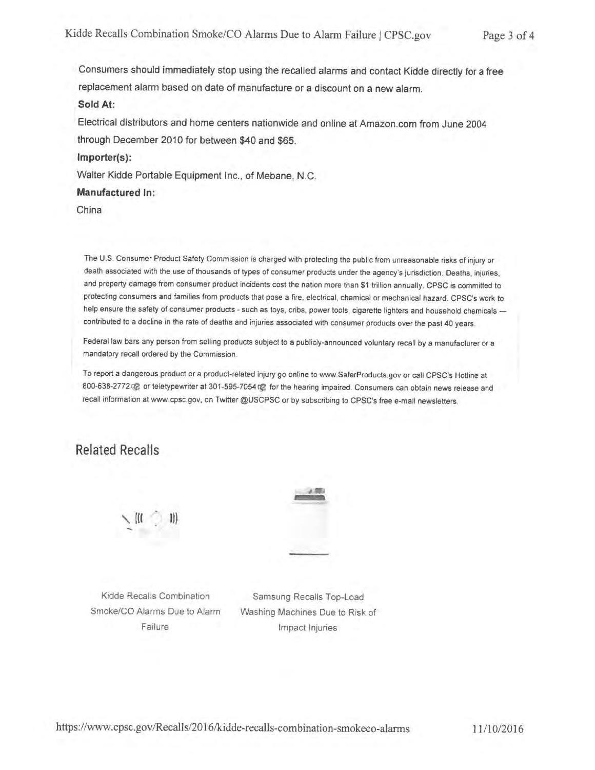Consumers should immediately stop using the recalled alarms and contact Kidde directly for a free replacement alarm based on date of manufacture or a discount on a new alarm.

**Sold At:**

Electrical distributors and home centers nationwide and online at Amazon.com from June 2004 through December 2010 for between $40 and $65.

**Importer(s):**

Walter Kidde Portable Equipment Inc., of Mebane, N.C.

**Manufactured In:**

China

The U.S. Consumer Product Safety Commission is charged with protecting the public from unreasonable risks of injury or death associated with the use of thousands of types of consumer products under the agency's jurisdiction. Deaths, injuries, and property damage from consumer product incidents cost the nation more than $1 trillion annually. CPSC is committed to protecting consumers and families from products that pose a fire, electrical, chemical or mechanical hazard. CPSC's work to help ensure the safety of consumer products - such as toys, cribs, power tools, cigarette lighters and household chemicals — contributed to a decline in the rate of deaths and injuries associated with consumer products over the past 40 years.

Federal law bars any person from selling products subject to a publicly-announced voluntary recall by a manufacturer or a mandatory recall ordered by the Commission.

To report a dangerous product or a product-related injury go online to www.SaferProducts.gov or call CPSC's Hotline at 800-638-2772 or teletypewriter at 301-595-7054 for the hearing impaired. Consumers can obtain news release and recall information at www.cpsc.gov, on Twitter @USCPSC or by subscribing to CPSC's free e-mail newsletters.

## Related Recalls

Kidde Recalls Combination Smoke/CO Alarms Due to Alarm Failure

Samsung Recalls Top-Load Washing Machines Due to Risk of Impact Injuries